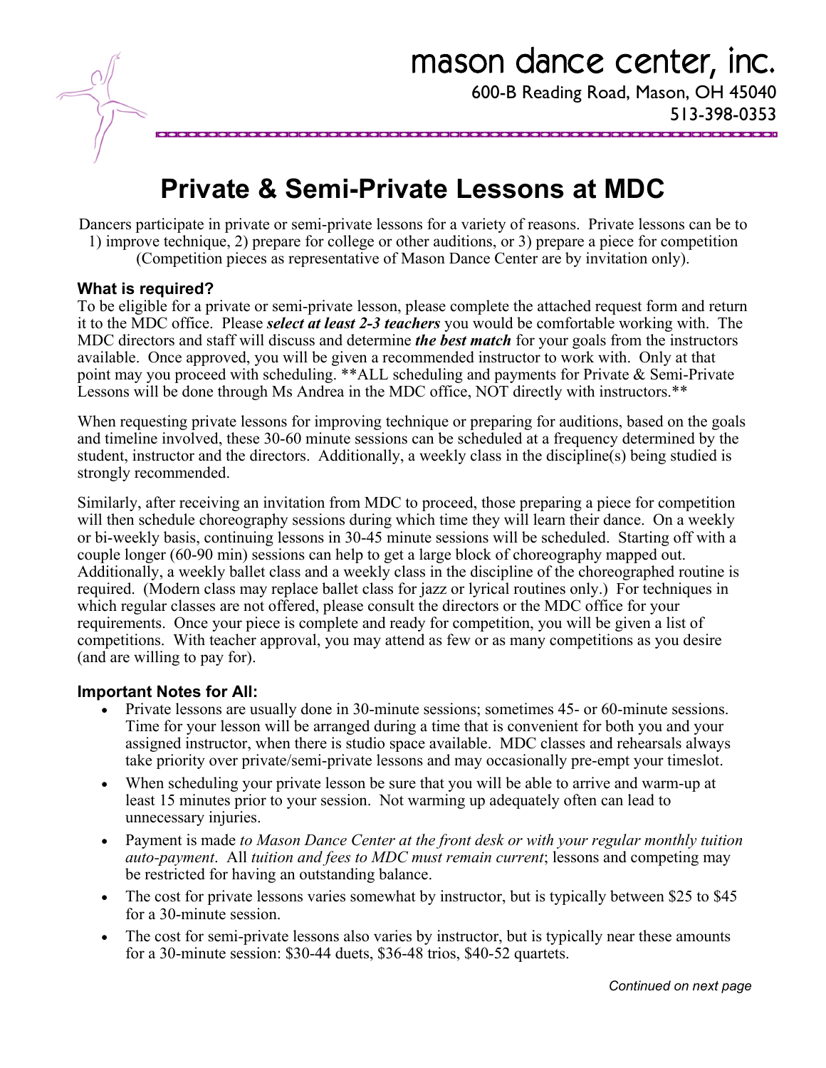mason dance center, inc.

600-B Reading Road, Mason, OH 45040

513-398-0353

# Private & Semi-Private Lessons at MDC

Dancers participate in private or semi-private lessons for a variety of reasons. Private lessons can be to 1) improve technique, 2) prepare for college or other auditions, or 3) prepare a piece for competition (Competition pieces as representative of Mason Dance Center are by invitation only).

### What is required?

To be eligible for a private or semi-private lesson, please complete the attached request form and return it to the MDC office. Please ***select at least 2-3 teachers*** you would be comfortable working with. The MDC directors and staff will discuss and determine ***the best match*** for your goals from the instructors available. Once approved, you will be given a recommended instructor to work with. Only at that point may you proceed with scheduling. **ALL scheduling and payments for Private & Semi-Private Lessons will be done through Ms Andrea in the MDC office, NOT directly with instructors.**

When requesting private lessons for improving technique or preparing for auditions, based on the goals and timeline involved, these 30-60 minute sessions can be scheduled at a frequency determined by the student, instructor and the directors. Additionally, a weekly class in the discipline(s) being studied is strongly recommended.

Similarly, after receiving an invitation from MDC to proceed, those preparing a piece for competition will then schedule choreography sessions during which time they will learn their dance. On a weekly or bi-weekly basis, continuing lessons in 30-45 minute sessions will be scheduled. Starting off with a couple longer (60-90 min) sessions can help to get a large block of choreography mapped out. Additionally, a weekly ballet class and a weekly class in the discipline of the choreographed routine is required. (Modern class may replace ballet class for jazz or lyrical routines only.) For techniques in which regular classes are not offered, please consult the directors or the MDC office for your requirements. Once your piece is complete and ready for competition, you will be given a list of competitions. With teacher approval, you may attend as few or as many competitions as you desire (and are willing to pay for).

### Important Notes for All:

- Private lessons are usually done in 30-minute sessions; sometimes 45- or 60-minute sessions. Time for your lesson will be arranged during a time that is convenient for both you and your assigned instructor, when there is studio space available. MDC classes and rehearsals always take priority over private/semi-private lessons and may occasionally pre-empt your timeslot.
- When scheduling your private lesson be sure that you will be able to arrive and warm-up at least 15 minutes prior to your session. Not warming up adequately often can lead to unnecessary injuries.
- Payment is made *to Mason Dance Center at the front desk or with your regular monthly tuition auto-payment*. All *tuition and fees to MDC must remain current*; lessons and competing may be restricted for having an outstanding balance.
- The cost for private lessons varies somewhat by instructor, but is typically between $25 to $45 for a 30-minute session.
- The cost for semi-private lessons also varies by instructor, but is typically near these amounts for a 30-minute session: $30-44 duets, $36-48 trios, $40-52 quartets.

*Continued on next page*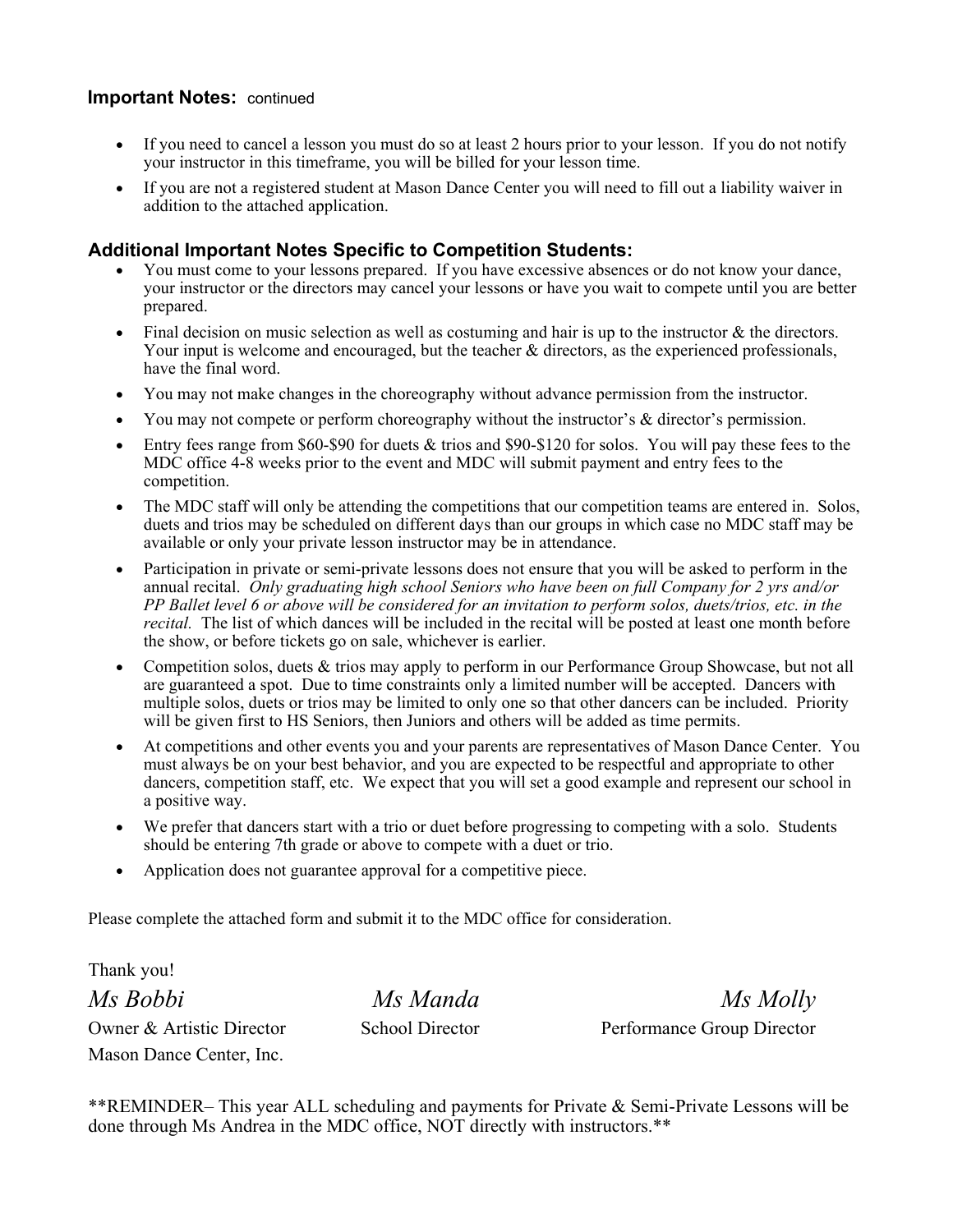**Important Notes:** continued

- If you need to cancel a lesson you must do so at least 2 hours prior to your lesson. If you do not notify your instructor in this timeframe, you will be billed for your lesson time.
- If you are not a registered student at Mason Dance Center you will need to fill out a liability waiver in addition to the attached application.

**Additional Important Notes Specific to Competition Students:**

- You must come to your lessons prepared. If you have excessive absences or do not know your dance, your instructor or the directors may cancel your lessons or have you wait to compete until you are better prepared.
- Final decision on music selection as well as costuming and hair is up to the instructor & the directors. Your input is welcome and encouraged, but the teacher & directors, as the experienced professionals, have the final word.
- You may not make changes in the choreography without advance permission from the instructor.
- You may not compete or perform choreography without the instructor's & director's permission.
- Entry fees range from $60-$90 for duets & trios and $90-$120 for solos. You will pay these fees to the MDC office 4-8 weeks prior to the event and MDC will submit payment and entry fees to the competition.
- The MDC staff will only be attending the competitions that our competition teams are entered in. Solos, duets and trios may be scheduled on different days than our groups in which case no MDC staff may be available or only your private lesson instructor may be in attendance.
- Participation in private or semi-private lessons does not ensure that you will be asked to perform in the annual recital. *Only graduating high school Seniors who have been on full Company for 2 yrs and/or PP Ballet level 6 or above will be considered for an invitation to perform solos, duets/trios, etc. in the recital.* The list of which dances will be included in the recital will be posted at least one month before the show, or before tickets go on sale, whichever is earlier.
- Competition solos, duets & trios may apply to perform in our Performance Group Showcase, but not all are guaranteed a spot. Due to time constraints only a limited number will be accepted. Dancers with multiple solos, duets or trios may be limited to only one so that other dancers can be included. Priority will be given first to HS Seniors, then Juniors and others will be added as time permits.
- At competitions and other events you and your parents are representatives of Mason Dance Center. You must always be on your best behavior, and you are expected to be respectful and appropriate to other dancers, competition staff, etc. We expect that you will set a good example and represent our school in a positive way.
- We prefer that dancers start with a trio or duet before progressing to competing with a solo. Students should be entering 7th grade or above to compete with a duet or trio.
- Application does not guarantee approval for a competitive piece.

Please complete the attached form and submit it to the MDC office for consideration.

Thank you!

*Ms Bobbi* — Owner & Artistic Director, Mason Dance Center, Inc.

*Ms Manda* — School Director

*Ms Molly* — Performance Group Director

**REMINDER– This year ALL scheduling and payments for Private & Semi-Private Lessons will be done through Ms Andrea in the MDC office, NOT directly with instructors.**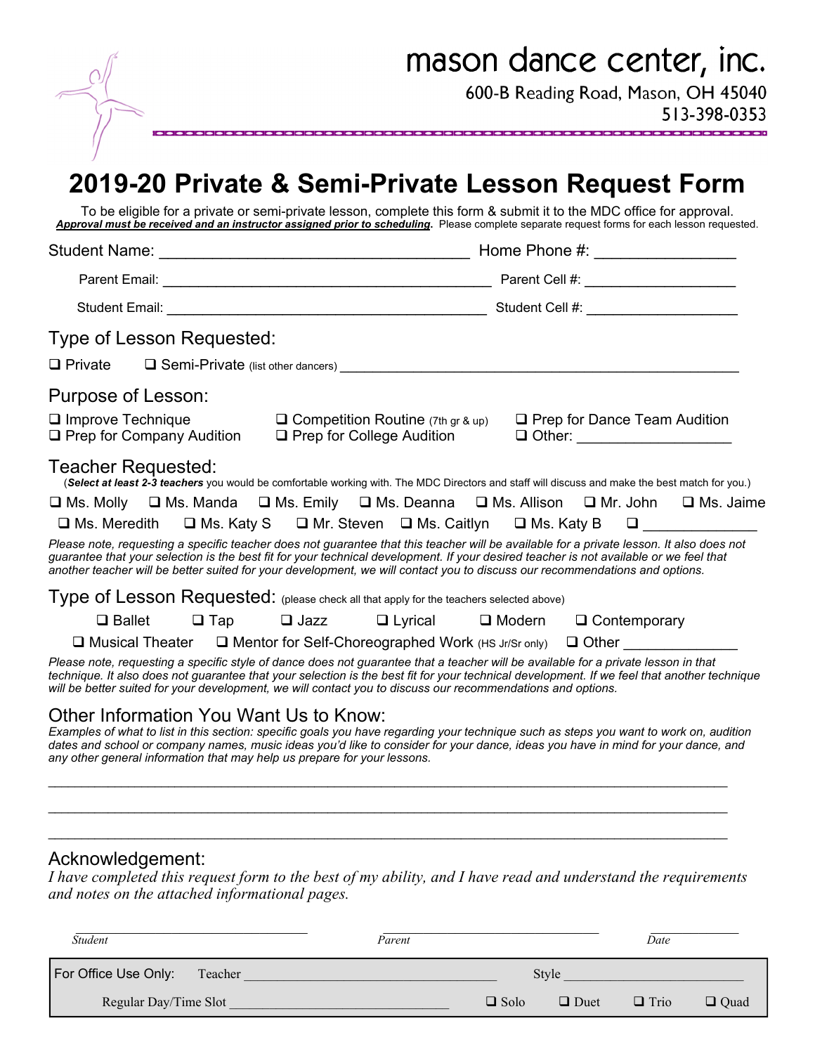mason dance center, inc.

600-B Reading Road, Mason, OH 45040

513-398-0353

# 2019-20 Private & Semi-Private Lesson Request Form

To be eligible for a private or semi-private lesson, complete this form & submit it to the MDC office for approval.
***Approval must be received and an instructor assigned prior to scheduling***. Please complete separate request forms for each lesson requested.

Student Name: ___________________________________ Home Phone #: _______________

Parent Email: ____________________________________________ Parent Cell #: ___________________

Student Email: ___________________________________________ Student Cell #: ___________________

## Type of Lesson Requested:

❑ Private ❑ Semi-Private (list other dancers) ________________________________________________

## Purpose of Lesson:

❑ Improve Technique ❑ Competition Routine (7th gr & up) ❑ Prep for Dance Team Audition
❑ Prep for Company Audition ❑ Prep for College Audition ❑ Other: __________________

## Teacher Requested:

(***Select at least 2-3 teachers*** you would be comfortable working with. The MDC Directors and staff will discuss and make the best match for you.)

❑ Ms. Molly ❑ Ms. Manda ❑ Ms. Emily ❑ Ms. Deanna ❑ Ms. Allison ❑ Mr. John ❑ Ms. Jaime
❑ Ms. Meredith ❑ Ms. Katy S ❑ Mr. Steven ❑ Ms. Caitlyn ❑ Ms. Katy B ❑ _____________

*Please note, requesting a specific teacher does not guarantee that this teacher will be available for a private lesson. It also does not guarantee that your selection is the best fit for your technical development. If your desired teacher is not available or we feel that another teacher will be better suited for your development, we will contact you to discuss our recommendations and options.*

## Type of Lesson Requested: (please check all that apply for the teachers selected above)

❑ Ballet ❑ Tap ❑ Jazz ❑ Lyrical ❑ Modern ❑ Contemporary
❑ Musical Theater ❑ Mentor for Self-Choreographed Work (HS Jr/Sr only) ❑ Other _____________

*Please note, requesting a specific style of dance does not guarantee that a teacher will be available for a private lesson in that technique. It also does not guarantee that your selection is the best fit for your technical development. If we feel that another technique will be better suited for your development, we will contact you to discuss our recommendations and options.*

## Other Information You Want Us to Know:

*Examples of what to list in this section: specific goals you have regarding your technique such as steps you want to work on, audition dates and school or company names, music ideas you'd like to consider for your dance, ideas you have in mind for your dance, and any other general information that may help us prepare for your lessons.*

______________________________________________________________________________________

______________________________________________________________________________________

______________________________________________________________________________________

## Acknowledgement:

*I have completed this request form to the best of my ability, and I have read and understand the requirements and notes on the attached informational pages.*

______________________________ ______________________________ ____________
*Student* *Parent* *Date*

For Office Use Only: Teacher ________________________________ Style ________________________

Regular Day/Time Slot ______________________________ ❑ Solo ❑ Duet ❑ Trio ❑ Quad